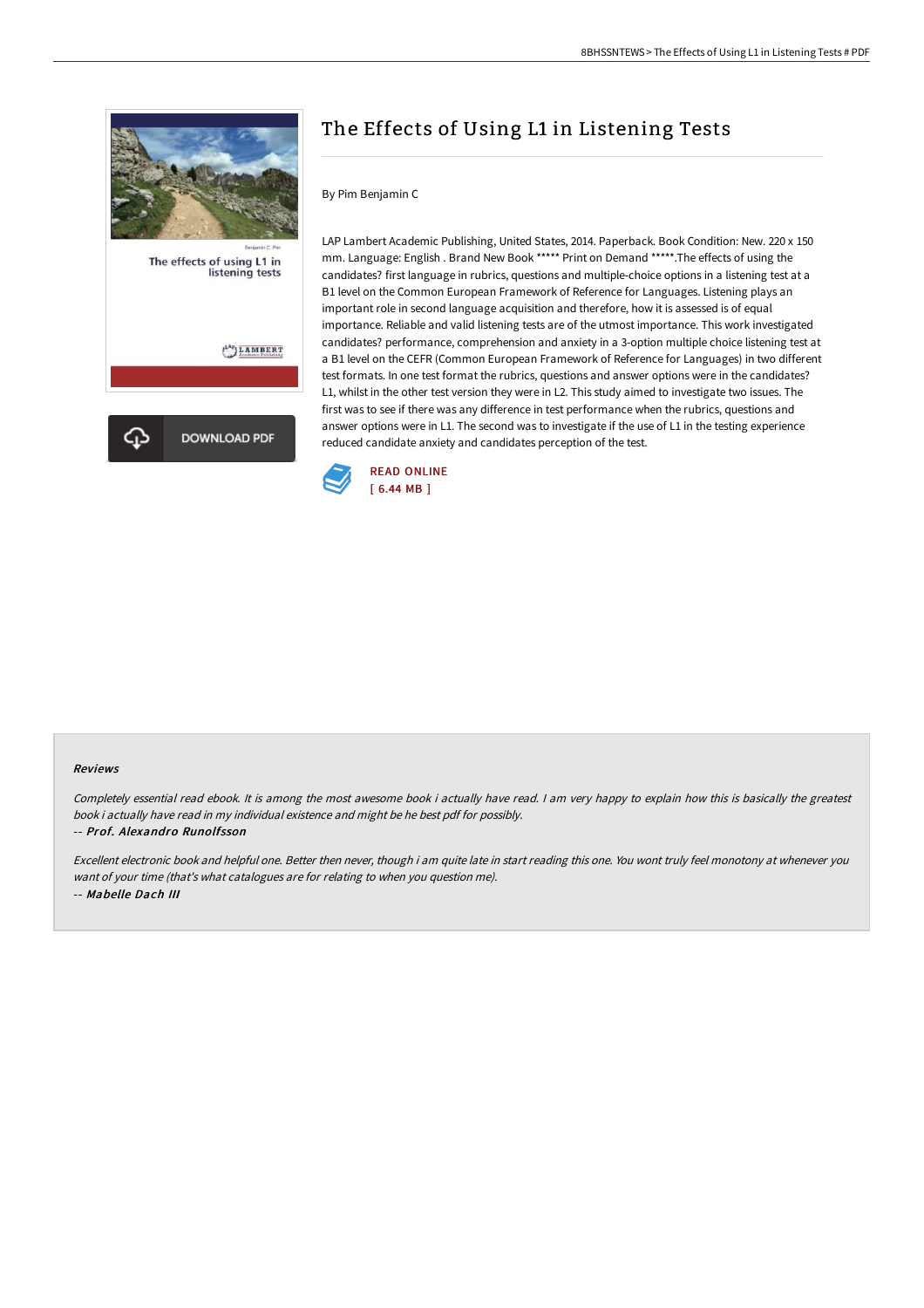# The Effects of Using L1 in Listening Tests

By Pim Benjamin C

LAP Lambert Academic Publishing, United States, 2014. Paperback. Book Condition: New. 220 x 150 mm. Language: English . Brand New Book ***** Print on Demand *****.The effects of using the candidates? first language in rubrics, questions and multiple-choice options in a listening test at a B1 level on the Common European Framework of Reference for Languages. Listening plays an important role in second language acquisition and therefore, how it is assessed is of equal importance. Reliable and valid listening tests are of the utmost importance. This work investigated candidates? performance, comprehension and anxiety in a 3-option multiple choice listening test at a B1 level on the CEFR (Common European Framework of Reference for Languages) in two different test formats. In one test format the rubrics, questions and answer options were in the candidates? L1, whilst in the other test version they were in L2. This study aimed to investigate two issues. The first was to see if there was any difference in test performance when the rubrics, questions and answer options were in L1. The second was to investigate if the use of L1 in the testing experience reduced candidate anxiety and candidates perception of the test.

READ ONLINE
[ 6.44 MB ]

DOWNLOAD PDF

### Reviews

*Completely essential read ebook. It is among the most awesome book i actually have read. I am very happy to explain how this is basically the greatest book i actually have read in my individual existence and might be he best pdf for possibly.*

-- ***Prof. Alexandro Runolfsson***

*Excellent electronic book and helpful one. Better then never, though i am quite late in start reading this one. You wont truly feel monotony at whenever you want of your time (that's what catalogues are for relating to when you question me).*

-- ***Mabelle Dach III***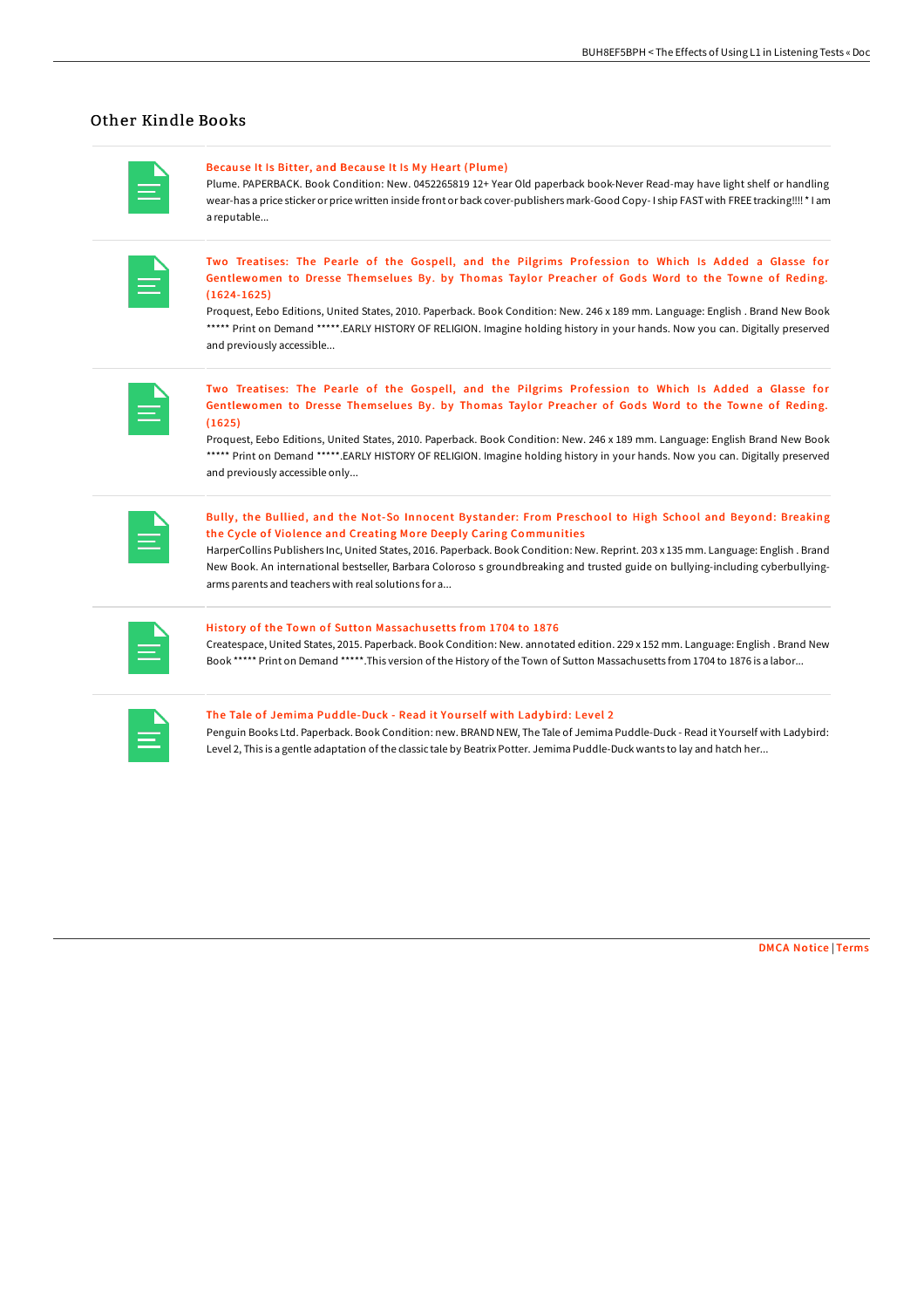## Other Kindle Books

### Because It Is Bitter, and Because It Is My Heart (Plume)

Plume. PAPERBACK. Book Condition: New. 0452265819 12+ Year Old paperback book-Never Read-may have light shelf or handling wear-has a price sticker or price written inside front or back cover-publishers mark-Good Copy- I ship FAST with FREE tracking!!!! * I am a reputable...

### Two Treatises: The Pearle of the Gospell, and the Pilgrims Profession to Which Is Added a Glasse for Gentlewomen to Dresse Themselues By. by Thomas Taylor Preacher of Gods Word to the Towne of Reding. (1624-1625)

Proquest, Eebo Editions, United States, 2010. Paperback. Book Condition: New. 246 x 189 mm. Language: English . Brand New Book ***** Print on Demand *****.EARLY HISTORY OF RELIGION. Imagine holding history in your hands. Now you can. Digitally preserved and previously accessible...

### Two Treatises: The Pearle of the Gospell, and the Pilgrims Profession to Which Is Added a Glasse for Gentlewomen to Dresse Themselues By. by Thomas Taylor Preacher of Gods Word to the Towne of Reding. (1625)

Proquest, Eebo Editions, United States, 2010. Paperback. Book Condition: New. 246 x 189 mm. Language: English Brand New Book ***** Print on Demand *****.EARLY HISTORY OF RELIGION. Imagine holding history in your hands. Now you can. Digitally preserved and previously accessible only...

### Bully, the Bullied, and the Not-So Innocent Bystander: From Preschool to High School and Beyond: Breaking the Cycle of Violence and Creating More Deeply Caring Communities

HarperCollins Publishers Inc, United States, 2016. Paperback. Book Condition: New. Reprint. 203 x 135 mm. Language: English . Brand New Book. An international bestseller, Barbara Coloroso s groundbreaking and trusted guide on bullying-including cyberbullying-arms parents and teachers with real solutions for a...

### History of the Town of Sutton Massachusetts from 1704 to 1876

Createspace, United States, 2015. Paperback. Book Condition: New. annotated edition. 229 x 152 mm. Language: English . Brand New Book ***** Print on Demand *****.This version of the History of the Town of Sutton Massachusetts from 1704 to 1876 is a labor...

### The Tale of Jemima Puddle-Duck - Read it Yourself with Ladybird: Level 2

Penguin Books Ltd. Paperback. Book Condition: new. BRAND NEW, The Tale of Jemima Puddle-Duck - Read it Yourself with Ladybird: Level 2, This is a gentle adaptation of the classic tale by Beatrix Potter. Jemima Puddle-Duck wants to lay and hatch her...

DMCA Notice | Terms